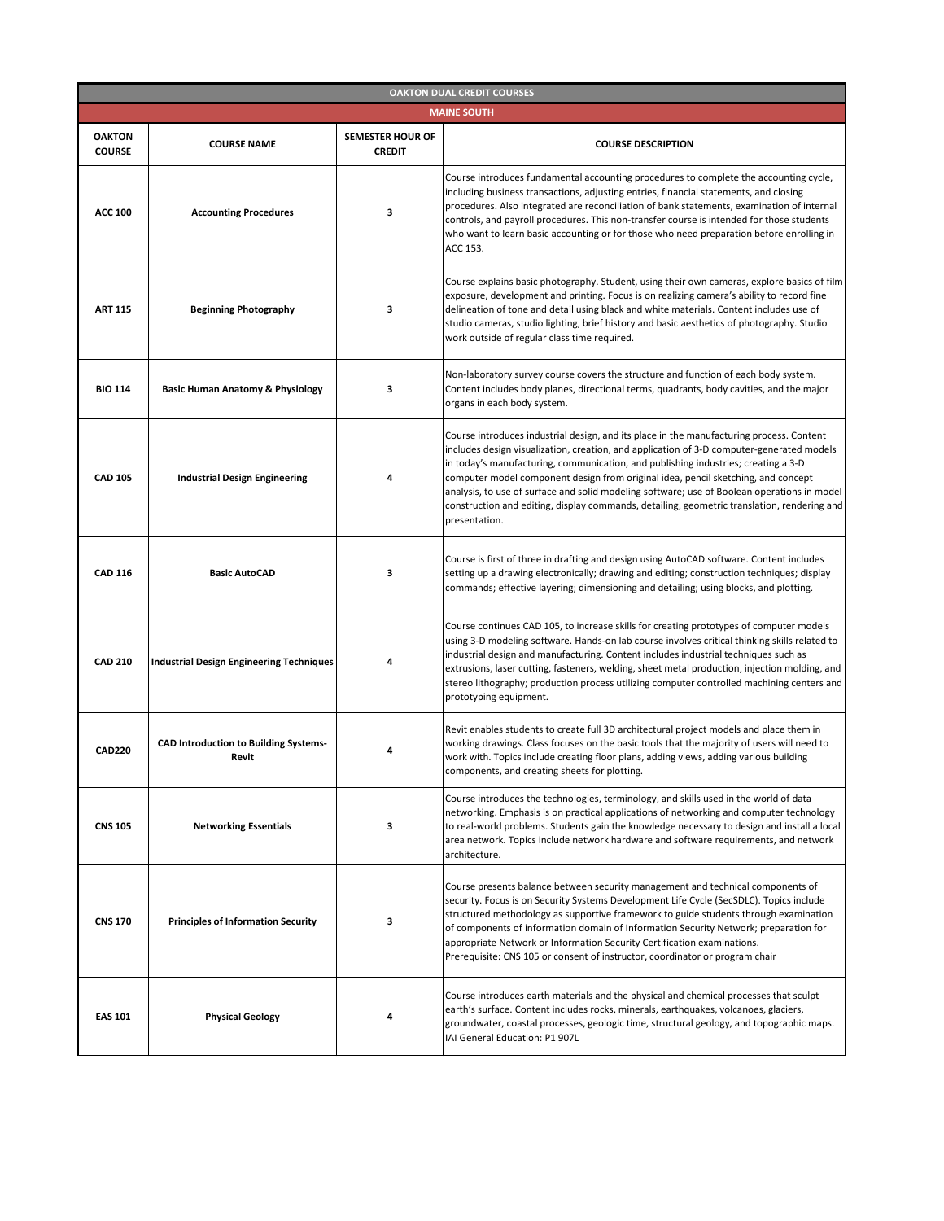| OAKTON DUAL CREDIT COURSES | | | |
|---|---|---|---|
| **MAINE SOUTH** | | | |
| **OAKTON COURSE** | **COURSE NAME** | **SEMESTER HOUR OF CREDIT** | **COURSE DESCRIPTION** |
| **ACC 100** | **Accounting Procedures** | **3** | Course introduces fundamental accounting procedures to complete the accounting cycle, including business transactions, adjusting entries, financial statements, and closing procedures. Also integrated are reconciliation of bank statements, examination of internal controls, and payroll procedures. This non-transfer course is intended for those students who want to learn basic accounting or for those who need preparation before enrolling in ACC 153. |
| **ART 115** | **Beginning Photography** | **3** | Course explains basic photography. Student, using their own cameras, explore basics of film exposure, development and printing. Focus is on realizing camera's ability to record fine delineation of tone and detail using black and white materials. Content includes use of studio cameras, studio lighting, brief history and basic aesthetics of photography. Studio work outside of regular class time required. |
| **BIO 114** | **Basic Human Anatomy & Physiology** | **3** | Non-laboratory survey course covers the structure and function of each body system. Content includes body planes, directional terms, quadrants, body cavities, and the major organs in each body system. |
| **CAD 105** | **Industrial Design Engineering** | **4** | Course introduces industrial design, and its place in the manufacturing process. Content includes design visualization, creation, and application of 3-D computer-generated models in today's manufacturing, communication, and publishing industries; creating a 3-D computer model component design from original idea, pencil sketching, and concept analysis, to use of surface and solid modeling software; use of Boolean operations in model construction and editing, display commands, detailing, geometric translation, rendering and presentation. |
| **CAD 116** | **Basic AutoCAD** | **3** | Course is first of three in drafting and design using AutoCAD software. Content includes setting up a drawing electronically; drawing and editing; construction techniques; display commands; effective layering; dimensioning and detailing; using blocks, and plotting. |
| **CAD 210** | **Industrial Design Engineering Techniques** | **4** | Course continues CAD 105, to increase skills for creating prototypes of computer models using 3-D modeling software. Hands-on lab course involves critical thinking skills related to industrial design and manufacturing. Content includes industrial techniques such as extrusions, laser cutting, fasteners, welding, sheet metal production, injection molding, and stereo lithography; production process utilizing computer controlled machining centers and prototyping equipment. |
| **CAD220** | **CAD Introduction to Building Systems-Revit** | **4** | Revit enables students to create full 3D architectural project models and place them in working drawings. Class focuses on the basic tools that the majority of users will need to work with. Topics include creating floor plans, adding views, adding various building components, and creating sheets for plotting. |
| **CNS 105** | **Networking Essentials** | **3** | Course introduces the technologies, terminology, and skills used in the world of data networking. Emphasis is on practical applications of networking and computer technology to real-world problems. Students gain the knowledge necessary to design and install a local area network. Topics include network hardware and software requirements, and network architecture. |
| **CNS 170** | **Principles of Information Security** | **3** | Course presents balance between security management and technical components of security. Focus is on Security Systems Development Life Cycle (SecSDLC). Topics include structured methodology as supportive framework to guide students through examination of components of information domain of Information Security Network; preparation for appropriate Network or Information Security Certification examinations. Prerequisite: CNS 105 or consent of instructor, coordinator or program chair |
| **EAS 101** | **Physical Geology** | **4** | Course introduces earth materials and the physical and chemical processes that sculpt earth's surface. Content includes rocks, minerals, earthquakes, volcanoes, glaciers, groundwater, coastal processes, geologic time, structural geology, and topographic maps. IAI General Education: P1 907L |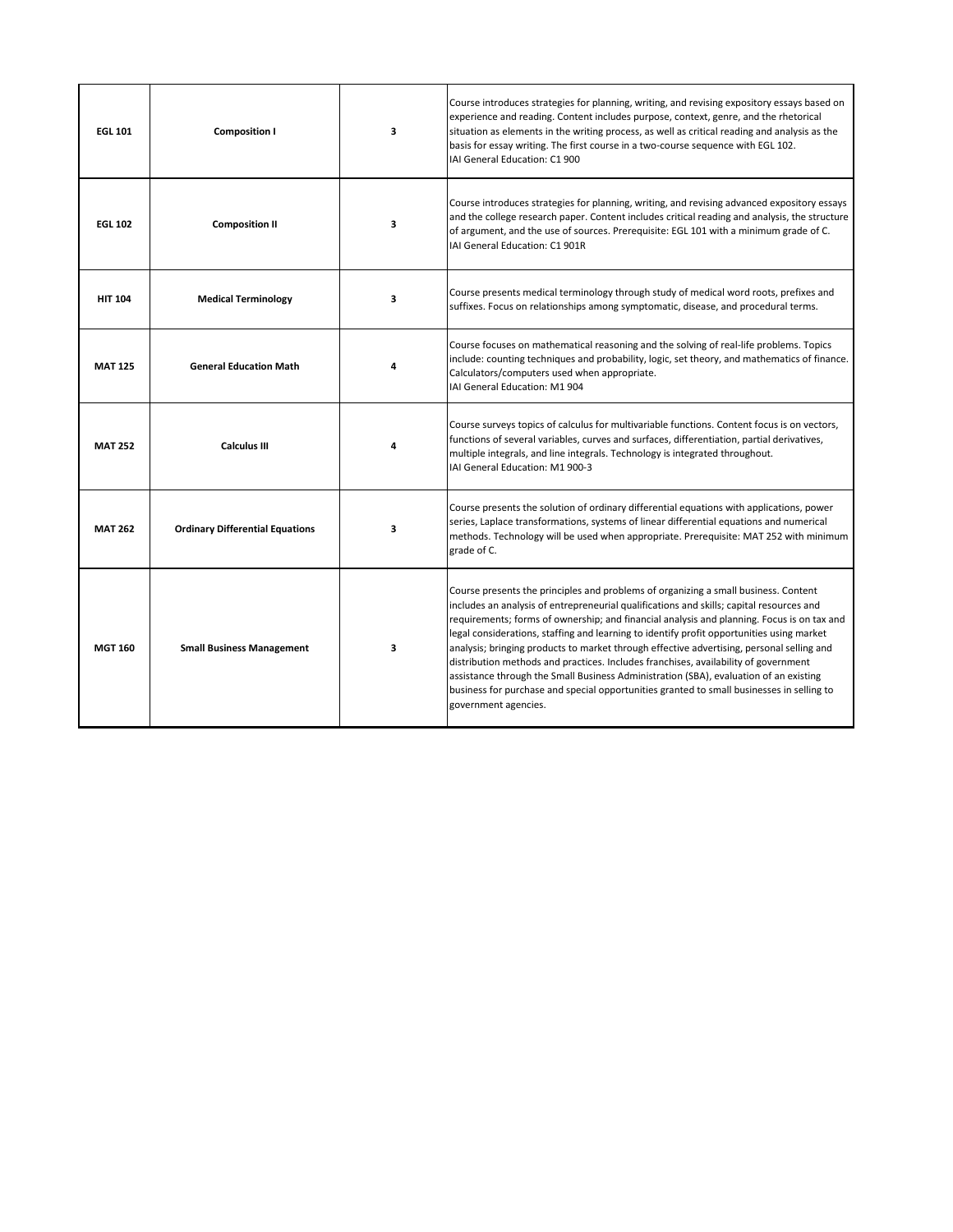| | | | |
|---|---|---|---|
| **EGL 101** | **Composition I** | **3** | Course introduces strategies for planning, writing, and revising expository essays based on experience and reading. Content includes purpose, context, genre, and the rhetorical situation as elements in the writing process, as well as critical reading and analysis as the basis for essay writing. The first course in a two-course sequence with EGL 102.<br>IAI General Education: C1 900 |
| **EGL 102** | **Composition II** | **3** | Course introduces strategies for planning, writing, and revising advanced expository essays and the college research paper. Content includes critical reading and analysis, the structure of argument, and the use of sources. Prerequisite: EGL 101 with a minimum grade of C.<br>IAI General Education: C1 901R |
| **HIT 104** | **Medical Terminology** | **3** | Course presents medical terminology through study of medical word roots, prefixes and suffixes. Focus on relationships among symptomatic, disease, and procedural terms. |
| **MAT 125** | **General Education Math** | **4** | Course focuses on mathematical reasoning and the solving of real-life problems. Topics include: counting techniques and probability, logic, set theory, and mathematics of finance. Calculators/computers used when appropriate.<br>IAI General Education: M1 904 |
| **MAT 252** | **Calculus III** | **4** | Course surveys topics of calculus for multivariable functions. Content focus is on vectors, functions of several variables, curves and surfaces, differentiation, partial derivatives, multiple integrals, and line integrals. Technology is integrated throughout.<br>IAI General Education: M1 900-3 |
| **MAT 262** | **Ordinary Differential Equations** | **3** | Course presents the solution of ordinary differential equations with applications, power series, Laplace transformations, systems of linear differential equations and numerical methods. Technology will be used when appropriate. Prerequisite: MAT 252 with minimum grade of C. |
| **MGT 160** | **Small Business Management** | **3** | Course presents the principles and problems of organizing a small business. Content includes an analysis of entrepreneurial qualifications and skills; capital resources and requirements; forms of ownership; and financial analysis and planning. Focus is on tax and legal considerations, staffing and learning to identify profit opportunities using market analysis; bringing products to market through effective advertising, personal selling and distribution methods and practices. Includes franchises, availability of government assistance through the Small Business Administration (SBA), evaluation of an existing business for purchase and special opportunities granted to small businesses in selling to government agencies. |